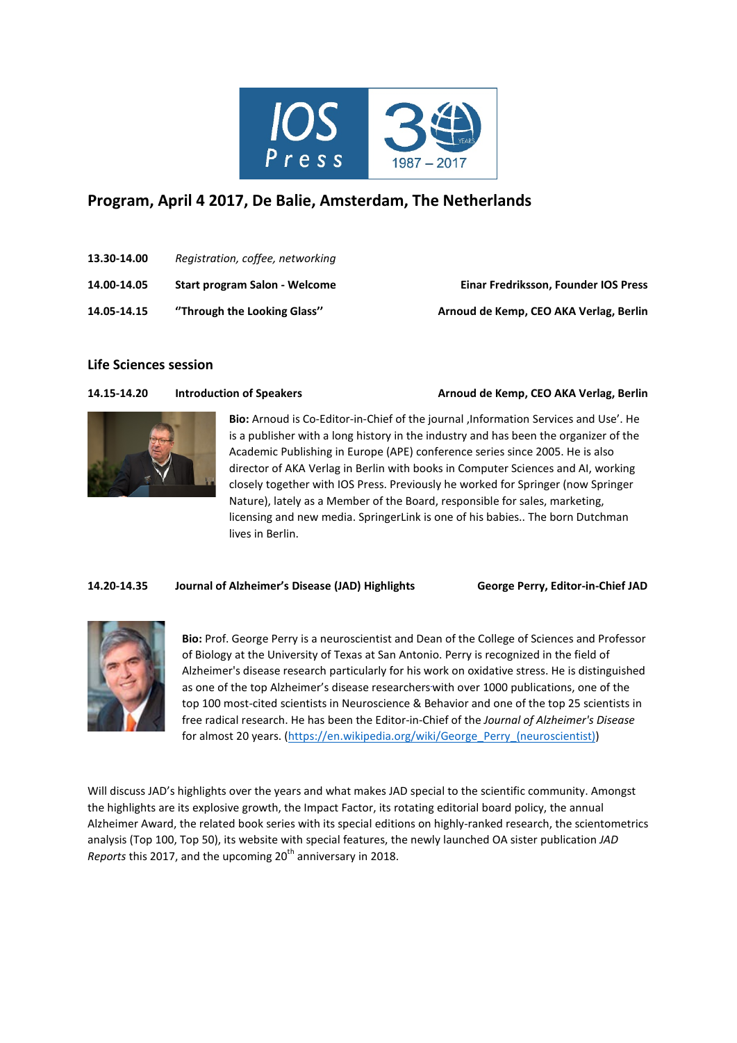# Program, April 4 2017, De Balie, Amsterdam, The Netherlands

| | | |
|---|---|---|
| **13.30-14.00** | *Registration, coffee, networking* | |
| **14.00-14.05** | **Start program Salon - Welcome** | **Einar Fredriksson, Founder IOS Press** |
| **14.05-14.15** | **"Through the Looking Glass"** | **Arnoud de Kemp, CEO AKA Verlag, Berlin** |

## Life Sciences session

**14.15-14.20** **Introduction of Speakers** **Arnoud de Kemp, CEO AKA Verlag, Berlin**

**Bio:** Arnoud is Co-Editor-in-Chief of the journal ‚Information Services and Use'. He is a publisher with a long history in the industry and has been the organizer of the Academic Publishing in Europe (APE) conference series since 2005. He is also director of AKA Verlag in Berlin with books in Computer Sciences and AI, working closely together with IOS Press. Previously he worked for Springer (now Springer Nature), lately as a Member of the Board, responsible for sales, marketing, licensing and new media. SpringerLink is one of his babies.. The born Dutchman lives in Berlin.

**14.20-14.35** **Journal of Alzheimer's Disease (JAD) Highlights** **George Perry, Editor-in-Chief JAD**

**Bio:** Prof. George Perry is a neuroscientist and Dean of the College of Sciences and Professor of Biology at the University of Texas at San Antonio. Perry is recognized in the field of Alzheimer's disease research particularly for his work on oxidative stress. He is distinguished as one of the top Alzheimer's disease researchers with over 1000 publications, one of the top 100 most-cited scientists in Neuroscience & Behavior and one of the top 25 scientists in free radical research. He has been the Editor-in-Chief of the *Journal of Alzheimer's Disease* for almost 20 years. (https://en.wikipedia.org/wiki/George_Perry_(neuroscientist))

Will discuss JAD's highlights over the years and what makes JAD special to the scientific community. Amongst the highlights are its explosive growth, the Impact Factor, its rotating editorial board policy, the annual Alzheimer Award, the related book series with its special editions on highly-ranked research, the scientometrics analysis (Top 100, Top 50), its website with special features, the newly launched OA sister publication *JAD Reports* this 2017, and the upcoming 20th anniversary in 2018.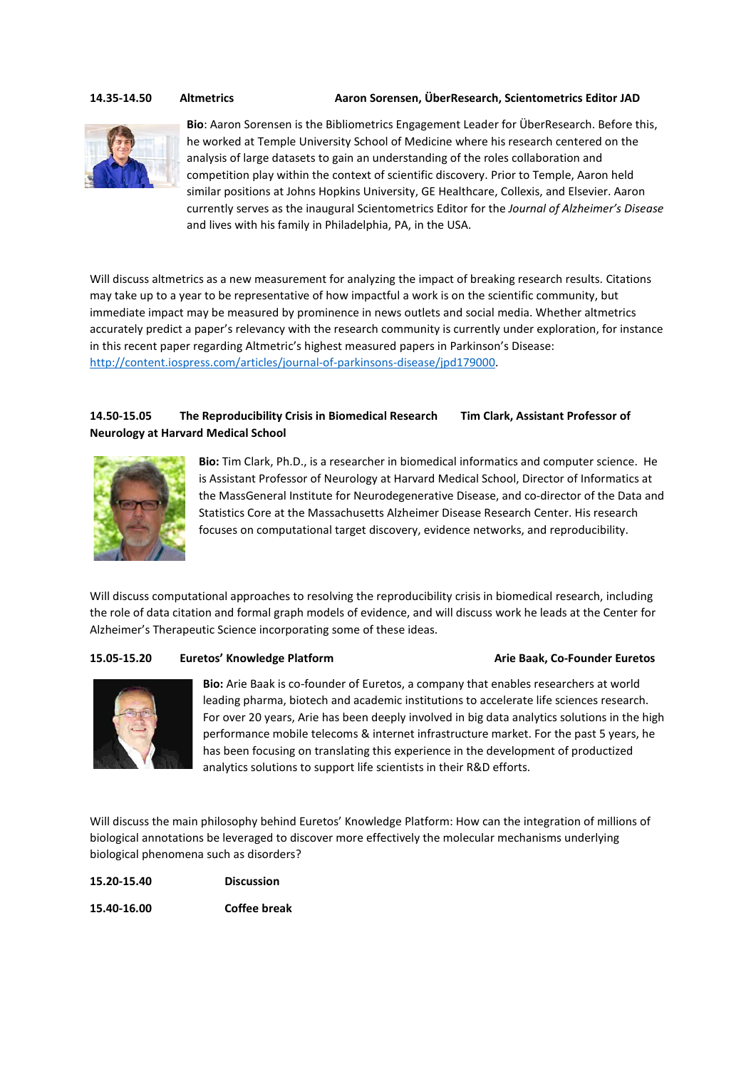**14.35-14.50 Altmetrics Aaron Sorensen, ÜberResearch, Scientometrics Editor JAD**

**Bio**: Aaron Sorensen is the Bibliometrics Engagement Leader for ÜberResearch. Before this, he worked at Temple University School of Medicine where his research centered on the analysis of large datasets to gain an understanding of the roles collaboration and competition play within the context of scientific discovery. Prior to Temple, Aaron held similar positions at Johns Hopkins University, GE Healthcare, Collexis, and Elsevier. Aaron currently serves as the inaugural Scientometrics Editor for the *Journal of Alzheimer's Disease* and lives with his family in Philadelphia, PA, in the USA.

Will discuss altmetrics as a new measurement for analyzing the impact of breaking research results. Citations may take up to a year to be representative of how impactful a work is on the scientific community, but immediate impact may be measured by prominence in news outlets and social media. Whether altmetrics accurately predict a paper's relevancy with the research community is currently under exploration, for instance in this recent paper regarding Altmetric's highest measured papers in Parkinson's Disease: http://content.iospress.com/articles/journal-of-parkinsons-disease/jpd179000.

**14.50-15.05 The Reproducibility Crisis in Biomedical Research Tim Clark, Assistant Professor of Neurology at Harvard Medical School**

**Bio:** Tim Clark, Ph.D., is a researcher in biomedical informatics and computer science. He is Assistant Professor of Neurology at Harvard Medical School, Director of Informatics at the MassGeneral Institute for Neurodegenerative Disease, and co-director of the Data and Statistics Core at the Massachusetts Alzheimer Disease Research Center. His research focuses on computational target discovery, evidence networks, and reproducibility.

Will discuss computational approaches to resolving the reproducibility crisis in biomedical research, including the role of data citation and formal graph models of evidence, and will discuss work he leads at the Center for Alzheimer's Therapeutic Science incorporating some of these ideas.

**15.05-15.20 Euretos' Knowledge Platform Arie Baak, Co-Founder Euretos**

**Bio:** Arie Baak is co-founder of Euretos, a company that enables researchers at world leading pharma, biotech and academic institutions to accelerate life sciences research. For over 20 years, Arie has been deeply involved in big data analytics solutions in the high performance mobile telecoms & internet infrastructure market. For the past 5 years, he has been focusing on translating this experience in the development of productized analytics solutions to support life scientists in their R&D efforts.

Will discuss the main philosophy behind Euretos' Knowledge Platform: How can the integration of millions of biological annotations be leveraged to discover more effectively the molecular mechanisms underlying biological phenomena such as disorders?

**15.20-15.40 Discussion**

**15.40-16.00 Coffee break**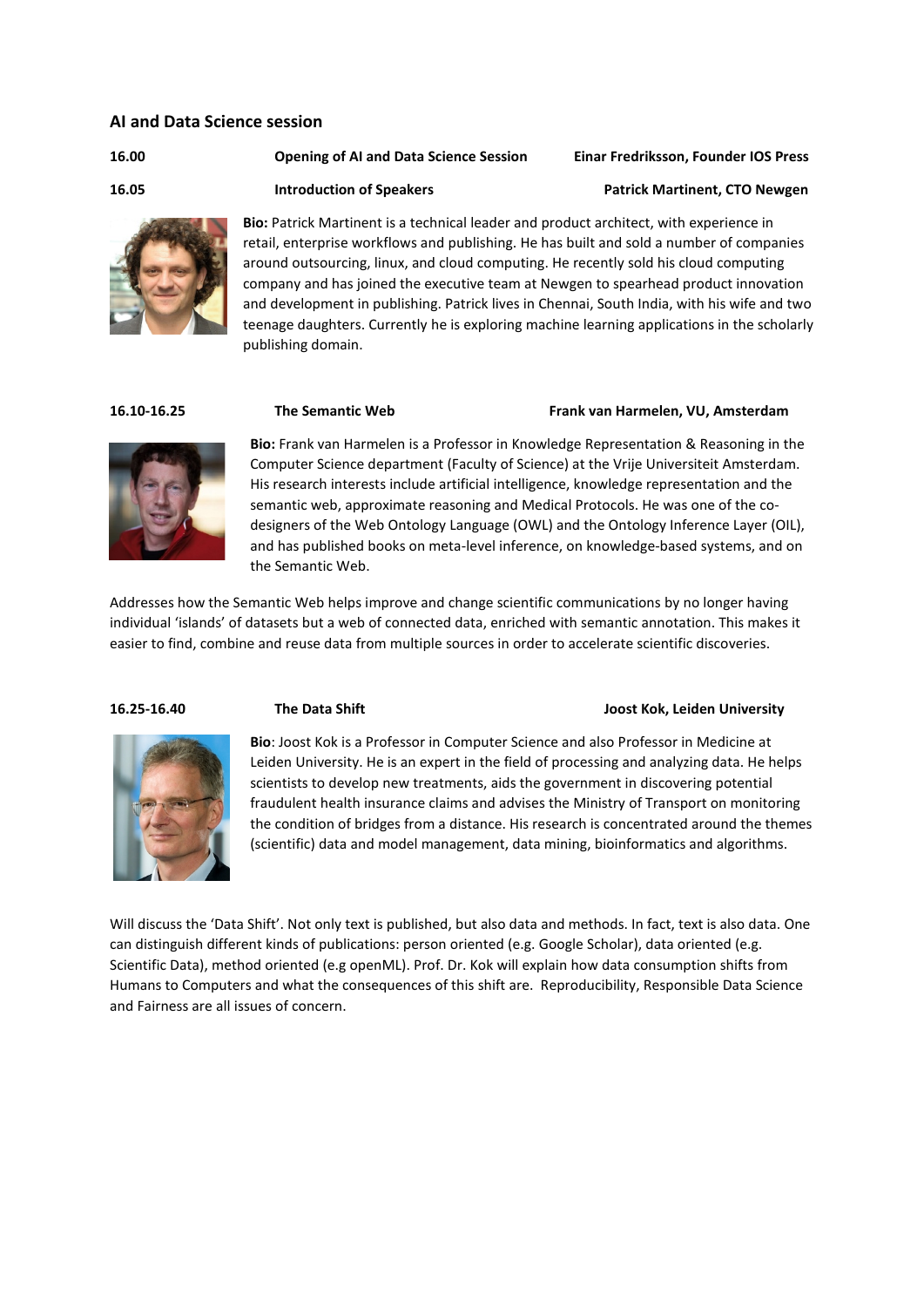## AI and Data Science session

**16.00** **Opening of AI and Data Science Session** **Einar Fredriksson, Founder IOS Press**

**16.05** **Introduction of Speakers** **Patrick Martinent, CTO Newgen**

**Bio:** Patrick Martinent is a technical leader and product architect, with experience in retail, enterprise workflows and publishing. He has built and sold a number of companies around outsourcing, linux, and cloud computing. He recently sold his cloud computing company and has joined the executive team at Newgen to spearhead product innovation and development in publishing. Patrick lives in Chennai, South India, with his wife and two teenage daughters. Currently he is exploring machine learning applications in the scholarly publishing domain.

**16.10-16.25** **The Semantic Web** **Frank van Harmelen, VU, Amsterdam**

**Bio:** Frank van Harmelen is a Professor in Knowledge Representation & Reasoning in the Computer Science department (Faculty of Science) at the Vrije Universiteit Amsterdam. His research interests include artificial intelligence, knowledge representation and the semantic web, approximate reasoning and Medical Protocols. He was one of the co-designers of the Web Ontology Language (OWL) and the Ontology Inference Layer (OIL), and has published books on meta-level inference, on knowledge-based systems, and on the Semantic Web.

Addresses how the Semantic Web helps improve and change scientific communications by no longer having individual 'islands' of datasets but a web of connected data, enriched with semantic annotation. This makes it easier to find, combine and reuse data from multiple sources in order to accelerate scientific discoveries.

**16.25-16.40** **The Data Shift** **Joost Kok, Leiden University**

**Bio**: Joost Kok is a Professor in Computer Science and also Professor in Medicine at Leiden University. He is an expert in the field of processing and analyzing data. He helps scientists to develop new treatments, aids the government in discovering potential fraudulent health insurance claims and advises the Ministry of Transport on monitoring the condition of bridges from a distance. His research is concentrated around the themes (scientific) data and model management, data mining, bioinformatics and algorithms.

Will discuss the 'Data Shift'. Not only text is published, but also data and methods. In fact, text is also data. One can distinguish different kinds of publications: person oriented (e.g. Google Scholar), data oriented (e.g. Scientific Data), method oriented (e.g openML). Prof. Dr. Kok will explain how data consumption shifts from Humans to Computers and what the consequences of this shift are. Reproducibility, Responsible Data Science and Fairness are all issues of concern.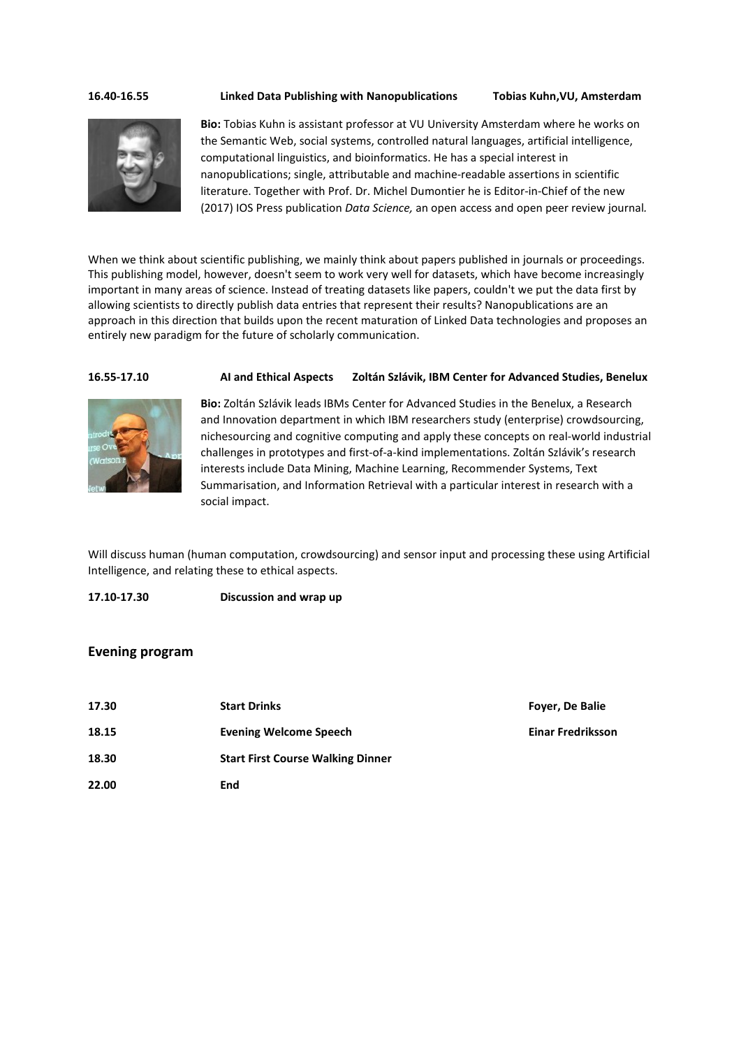**16.40-16.55 Linked Data Publishing with Nanopublications Tobias Kuhn,VU, Amsterdam**

**Bio:** Tobias Kuhn is assistant professor at VU University Amsterdam where he works on the Semantic Web, social systems, controlled natural languages, artificial intelligence, computational linguistics, and bioinformatics. He has a special interest in nanopublications; single, attributable and machine-readable assertions in scientific literature. Together with Prof. Dr. Michel Dumontier he is Editor-in-Chief of the new (2017) IOS Press publication *Data Science,* an open access and open peer review journal.

When we think about scientific publishing, we mainly think about papers published in journals or proceedings. This publishing model, however, doesn't seem to work very well for datasets, which have become increasingly important in many areas of science. Instead of treating datasets like papers, couldn't we put the data first by allowing scientists to directly publish data entries that represent their results? Nanopublications are an approach in this direction that builds upon the recent maturation of Linked Data technologies and proposes an entirely new paradigm for the future of scholarly communication.

**16.55-17.10 AI and Ethical Aspects Zoltán Szlávik, IBM Center for Advanced Studies, Benelux**

**Bio:** Zoltán Szlávik leads IBMs Center for Advanced Studies in the Benelux, a Research and Innovation department in which IBM researchers study (enterprise) crowdsourcing, nichesourcing and cognitive computing and apply these concepts on real-world industrial challenges in prototypes and first-of-a-kind implementations. Zoltán Szlávik's research interests include Data Mining, Machine Learning, Recommender Systems, Text Summarisation, and Information Retrieval with a particular interest in research with a social impact.

Will discuss human (human computation, crowdsourcing) and sensor input and processing these using Artificial Intelligence, and relating these to ethical aspects.

**17.10-17.30 Discussion and wrap up**

## Evening program

| | | |
|---|---|---|
| **17.30** | **Start Drinks** | **Foyer, De Balie** |
| **18.15** | **Evening Welcome Speech** | **Einar Fredriksson** |
| **18.30** | **Start First Course Walking Dinner** | |
| **22.00** | **End** | |